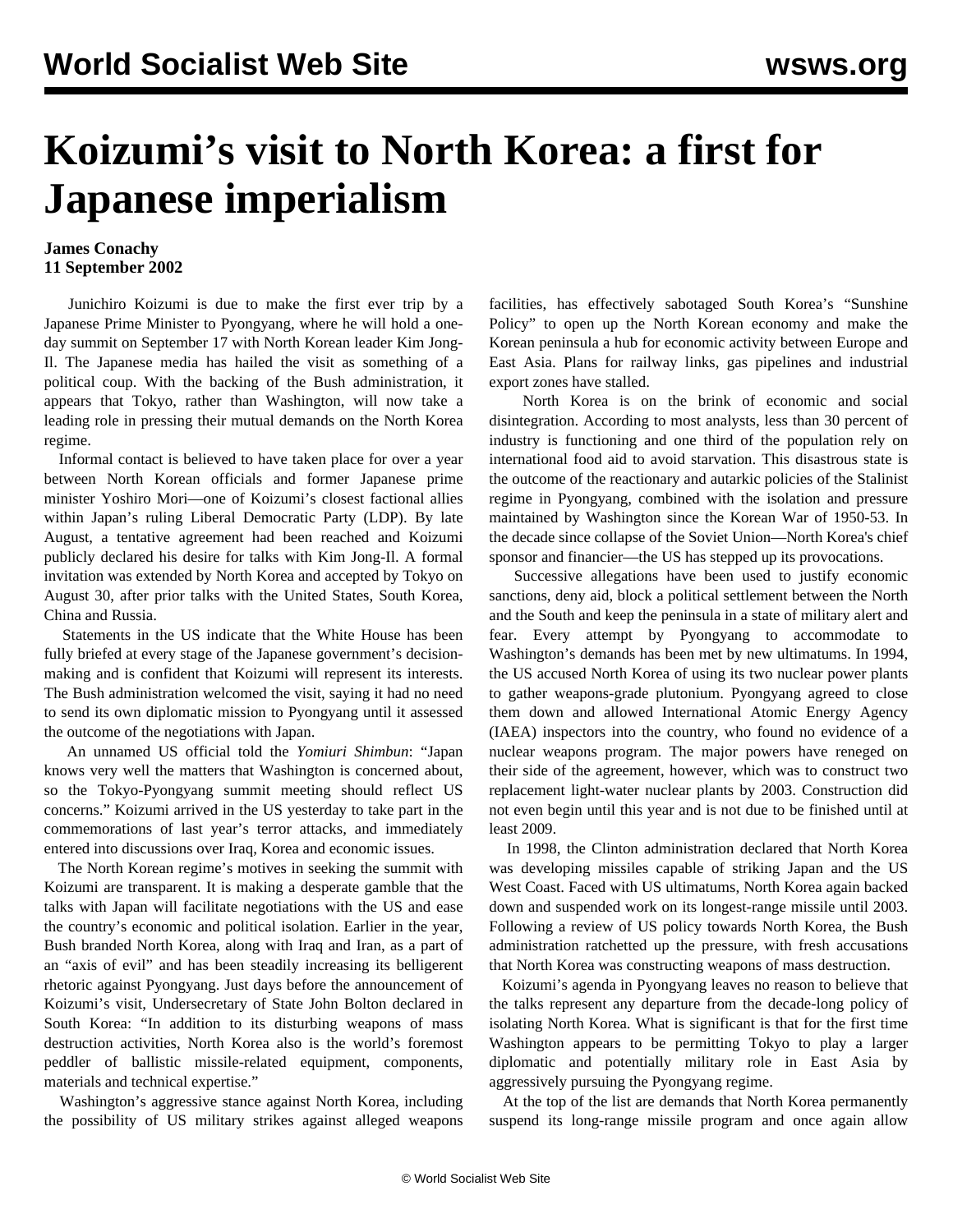# Koizumi's visit to North Korea: a first for Japanese imperialism

**James Conachy**
**11 September 2002**

Junichiro Koizumi is due to make the first ever trip by a Japanese Prime Minister to Pyongyang, where he will hold a one-day summit on September 17 with North Korean leader Kim Jong-Il. The Japanese media has hailed the visit as something of a political coup. With the backing of the Bush administration, it appears that Tokyo, rather than Washington, will now take a leading role in pressing their mutual demands on the North Korea regime.

Informal contact is believed to have taken place for over a year between North Korean officials and former Japanese prime minister Yoshiro Mori—one of Koizumi's closest factional allies within Japan's ruling Liberal Democratic Party (LDP). By late August, a tentative agreement had been reached and Koizumi publicly declared his desire for talks with Kim Jong-Il. A formal invitation was extended by North Korea and accepted by Tokyo on August 30, after prior talks with the United States, South Korea, China and Russia.

Statements in the US indicate that the White House has been fully briefed at every stage of the Japanese government's decision-making and is confident that Koizumi will represent its interests. The Bush administration welcomed the visit, saying it had no need to send its own diplomatic mission to Pyongyang until it assessed the outcome of the negotiations with Japan.

An unnamed US official told the *Yomiuri Shimbun*: "Japan knows very well the matters that Washington is concerned about, so the Tokyo-Pyongyang summit meeting should reflect US concerns." Koizumi arrived in the US yesterday to take part in the commemorations of last year's terror attacks, and immediately entered into discussions over Iraq, Korea and economic issues.

The North Korean regime's motives in seeking the summit with Koizumi are transparent. It is making a desperate gamble that the talks with Japan will facilitate negotiations with the US and ease the country's economic and political isolation. Earlier in the year, Bush branded North Korea, along with Iraq and Iran, as a part of an "axis of evil" and has been steadily increasing its belligerent rhetoric against Pyongyang. Just days before the announcement of Koizumi's visit, Undersecretary of State John Bolton declared in South Korea: "In addition to its disturbing weapons of mass destruction activities, North Korea also is the world's foremost peddler of ballistic missile-related equipment, components, materials and technical expertise."

Washington's aggressive stance against North Korea, including the possibility of US military strikes against alleged weapons facilities, has effectively sabotaged South Korea's "Sunshine Policy" to open up the North Korean economy and make the Korean peninsula a hub for economic activity between Europe and East Asia. Plans for railway links, gas pipelines and industrial export zones have stalled.

North Korea is on the brink of economic and social disintegration. According to most analysts, less than 30 percent of industry is functioning and one third of the population rely on international food aid to avoid starvation. This disastrous state is the outcome of the reactionary and autarkic policies of the Stalinist regime in Pyongyang, combined with the isolation and pressure maintained by Washington since the Korean War of 1950-53. In the decade since collapse of the Soviet Union—North Korea's chief sponsor and financier—the US has stepped up its provocations.

Successive allegations have been used to justify economic sanctions, deny aid, block a political settlement between the North and the South and keep the peninsula in a state of military alert and fear. Every attempt by Pyongyang to accommodate to Washington's demands has been met by new ultimatums. In 1994, the US accused North Korea of using its two nuclear power plants to gather weapons-grade plutonium. Pyongyang agreed to close them down and allowed International Atomic Energy Agency (IAEA) inspectors into the country, who found no evidence of a nuclear weapons program. The major powers have reneged on their side of the agreement, however, which was to construct two replacement light-water nuclear plants by 2003. Construction did not even begin until this year and is not due to be finished until at least 2009.

In 1998, the Clinton administration declared that North Korea was developing missiles capable of striking Japan and the US West Coast. Faced with US ultimatums, North Korea again backed down and suspended work on its longest-range missile until 2003. Following a review of US policy towards North Korea, the Bush administration ratchetted up the pressure, with fresh accusations that North Korea was constructing weapons of mass destruction.

Koizumi's agenda in Pyongyang leaves no reason to believe that the talks represent any departure from the decade-long policy of isolating North Korea. What is significant is that for the first time Washington appears to be permitting Tokyo to play a larger diplomatic and potentially military role in East Asia by aggressively pursuing the Pyongyang regime.

At the top of the list are demands that North Korea permanently suspend its long-range missile program and once again allow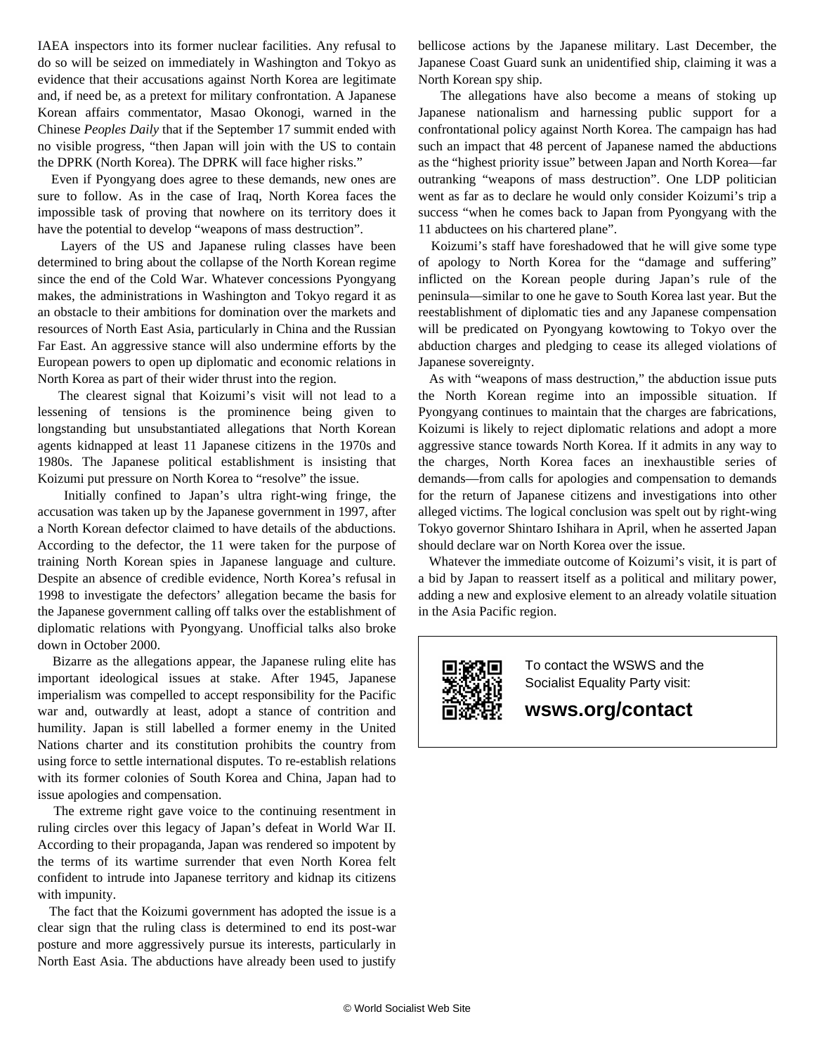IAEA inspectors into its former nuclear facilities. Any refusal to do so will be seized on immediately in Washington and Tokyo as evidence that their accusations against North Korea are legitimate and, if need be, as a pretext for military confrontation. A Japanese Korean affairs commentator, Masao Okonogi, warned in the Chinese *Peoples Daily* that if the September 17 summit ended with no visible progress, "then Japan will join with the US to contain the DPRK (North Korea). The DPRK will face higher risks."

Even if Pyongyang does agree to these demands, new ones are sure to follow. As in the case of Iraq, North Korea faces the impossible task of proving that nowhere on its territory does it have the potential to develop "weapons of mass destruction".

Layers of the US and Japanese ruling classes have been determined to bring about the collapse of the North Korean regime since the end of the Cold War. Whatever concessions Pyongyang makes, the administrations in Washington and Tokyo regard it as an obstacle to their ambitions for domination over the markets and resources of North East Asia, particularly in China and the Russian Far East. An aggressive stance will also undermine efforts by the European powers to open up diplomatic and economic relations in North Korea as part of their wider thrust into the region.

The clearest signal that Koizumi's visit will not lead to a lessening of tensions is the prominence being given to longstanding but unsubstantiated allegations that North Korean agents kidnapped at least 11 Japanese citizens in the 1970s and 1980s. The Japanese political establishment is insisting that Koizumi put pressure on North Korea to "resolve" the issue.

Initially confined to Japan's ultra right-wing fringe, the accusation was taken up by the Japanese government in 1997, after a North Korean defector claimed to have details of the abductions. According to the defector, the 11 were taken for the purpose of training North Korean spies in Japanese language and culture. Despite an absence of credible evidence, North Korea's refusal in 1998 to investigate the defectors' allegation became the basis for the Japanese government calling off talks over the establishment of diplomatic relations with Pyongyang. Unofficial talks also broke down in October 2000.

Bizarre as the allegations appear, the Japanese ruling elite has important ideological issues at stake. After 1945, Japanese imperialism was compelled to accept responsibility for the Pacific war and, outwardly at least, adopt a stance of contrition and humility. Japan is still labelled a former enemy in the United Nations charter and its constitution prohibits the country from using force to settle international disputes. To re-establish relations with its former colonies of South Korea and China, Japan had to issue apologies and compensation.

The extreme right gave voice to the continuing resentment in ruling circles over this legacy of Japan's defeat in World War II. According to their propaganda, Japan was rendered so impotent by the terms of its wartime surrender that even North Korea felt confident to intrude into Japanese territory and kidnap its citizens with impunity.

The fact that the Koizumi government has adopted the issue is a clear sign that the ruling class is determined to end its post-war posture and more aggressively pursue its interests, particularly in North East Asia. The abductions have already been used to justify bellicose actions by the Japanese military. Last December, the Japanese Coast Guard sunk an unidentified ship, claiming it was a North Korean spy ship.

The allegations have also become a means of stoking up Japanese nationalism and harnessing public support for a confrontational policy against North Korea. The campaign has had such an impact that 48 percent of Japanese named the abductions as the "highest priority issue" between Japan and North Korea—far outranking "weapons of mass destruction". One LDP politician went as far as to declare he would only consider Koizumi's trip a success "when he comes back to Japan from Pyongyang with the 11 abductees on his chartered plane".

Koizumi's staff have foreshadowed that he will give some type of apology to North Korea for the "damage and suffering" inflicted on the Korean people during Japan's rule of the peninsula—similar to one he gave to South Korea last year. But the reestablishment of diplomatic ties and any Japanese compensation will be predicated on Pyongyang kowtowing to Tokyo over the abduction charges and pledging to cease its alleged violations of Japanese sovereignty.

As with "weapons of mass destruction," the abduction issue puts the North Korean regime into an impossible situation. If Pyongyang continues to maintain that the charges are fabrications, Koizumi is likely to reject diplomatic relations and adopt a more aggressive stance towards North Korea. If it admits in any way to the charges, North Korea faces an inexhaustible series of demands—from calls for apologies and compensation to demands for the return of Japanese citizens and investigations into other alleged victims. The logical conclusion was spelt out by right-wing Tokyo governor Shintaro Ishihara in April, when he asserted Japan should declare war on North Korea over the issue.

Whatever the immediate outcome of Koizumi's visit, it is part of a bid by Japan to reassert itself as a political and military power, adding a new and explosive element to an already volatile situation in the Asia Pacific region.

To contact the WSWS and the Socialist Equality Party visit:

**wsws.org/contact**